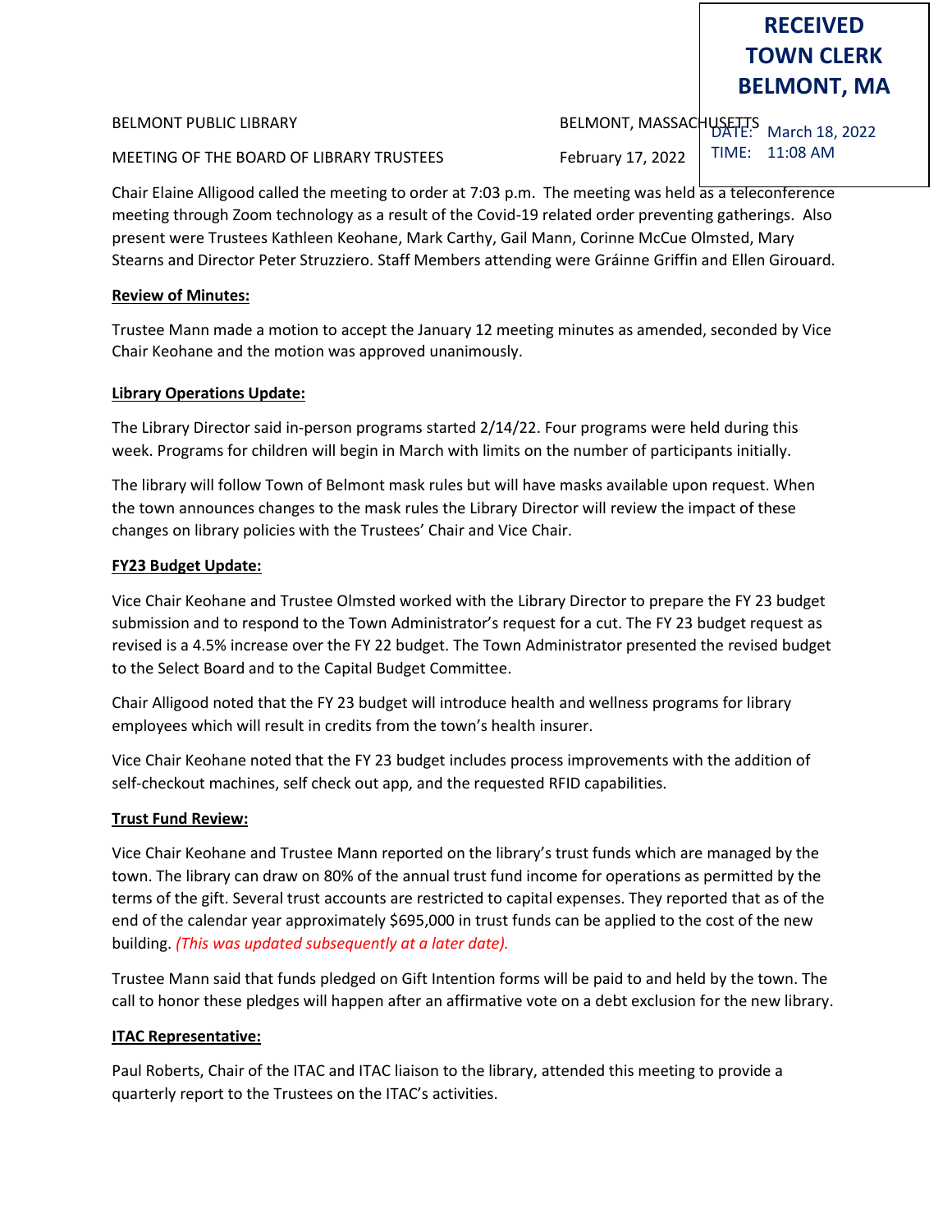**RECEIVED**
**TOWN CLERK**
**BELMONT, MA**

DATE: March 18, 2022
TIME: 11:08 AM

BELMONT PUBLIC LIBRARY — BELMONT, MASSACHUSETTS

MEETING OF THE BOARD OF LIBRARY TRUSTEES — February 17, 2022

Chair Elaine Alligood called the meeting to order at 7:03 p.m. The meeting was held as a teleconference meeting through Zoom technology as a result of the Covid-19 related order preventing gatherings. Also present were Trustees Kathleen Keohane, Mark Carthy, Gail Mann, Corinne McCue Olmsted, Mary Stearns and Director Peter Struzziero. Staff Members attending were Gráinne Griffin and Ellen Girouard.

**Review of Minutes:**

Trustee Mann made a motion to accept the January 12 meeting minutes as amended, seconded by Vice Chair Keohane and the motion was approved unanimously.

**Library Operations Update:**

The Library Director said in-person programs started 2/14/22. Four programs were held during this week. Programs for children will begin in March with limits on the number of participants initially.

The library will follow Town of Belmont mask rules but will have masks available upon request. When the town announces changes to the mask rules the Library Director will review the impact of these changes on library policies with the Trustees' Chair and Vice Chair.

**FY23 Budget Update:**

Vice Chair Keohane and Trustee Olmsted worked with the Library Director to prepare the FY 23 budget submission and to respond to the Town Administrator's request for a cut. The FY 23 budget request as revised is a 4.5% increase over the FY 22 budget. The Town Administrator presented the revised budget to the Select Board and to the Capital Budget Committee.

Chair Alligood noted that the FY 23 budget will introduce health and wellness programs for library employees which will result in credits from the town's health insurer.

Vice Chair Keohane noted that the FY 23 budget includes process improvements with the addition of self-checkout machines, self check out app, and the requested RFID capabilities.

**Trust Fund Review:**

Vice Chair Keohane and Trustee Mann reported on the library's trust funds which are managed by the town. The library can draw on 80% of the annual trust fund income for operations as permitted by the terms of the gift. Several trust accounts are restricted to capital expenses. They reported that as of the end of the calendar year approximately $695,000 in trust funds can be applied to the cost of the new building. *(This was updated subsequently at a later date).*

Trustee Mann said that funds pledged on Gift Intention forms will be paid to and held by the town. The call to honor these pledges will happen after an affirmative vote on a debt exclusion for the new library.

**ITAC Representative:**

Paul Roberts, Chair of the ITAC and ITAC liaison to the library, attended this meeting to provide a quarterly report to the Trustees on the ITAC's activities.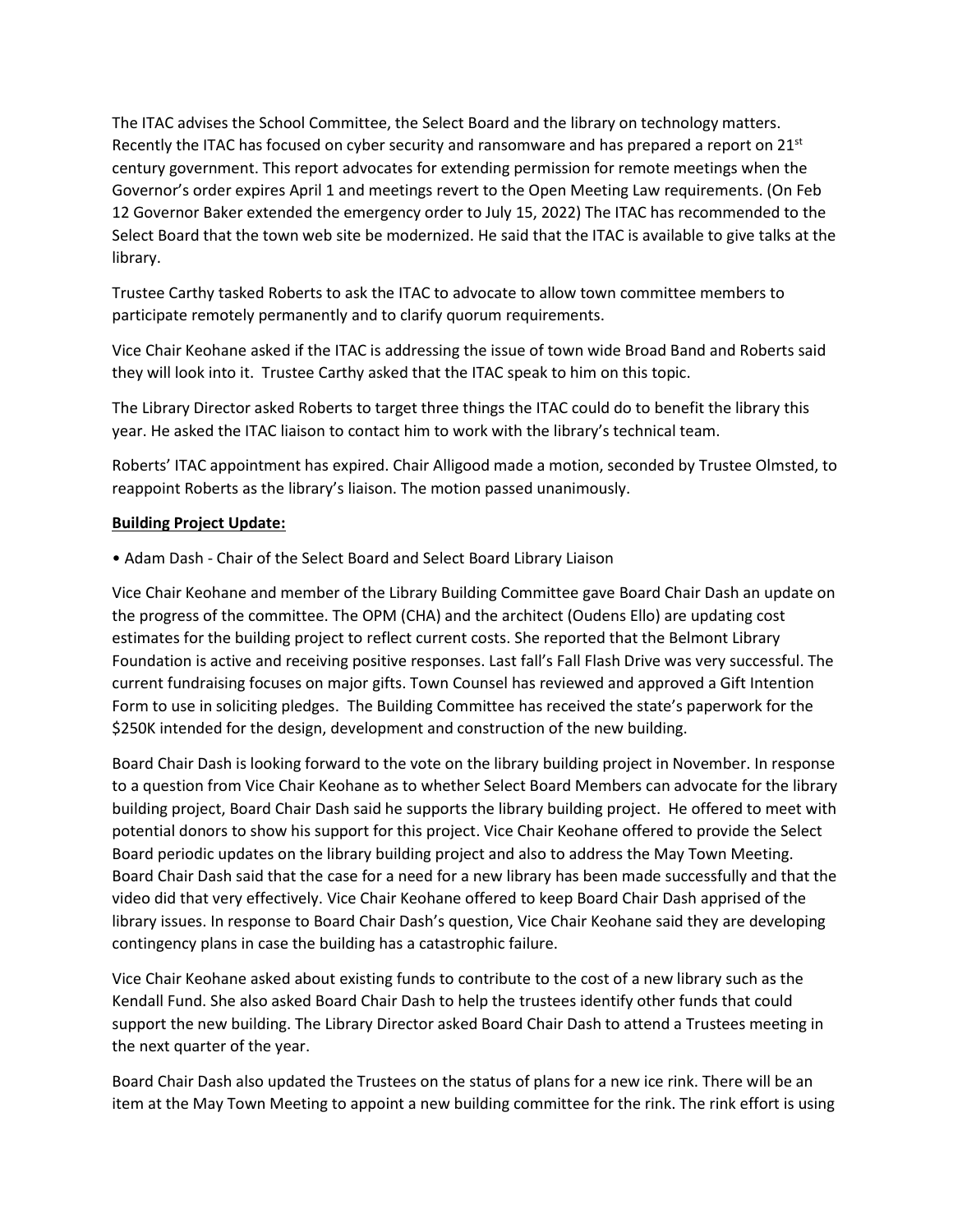The ITAC advises the School Committee, the Select Board and the library on technology matters. Recently the ITAC has focused on cyber security and ransomware and has prepared a report on 21st century government. This report advocates for extending permission for remote meetings when the Governor's order expires April 1 and meetings revert to the Open Meeting Law requirements. (On Feb 12 Governor Baker extended the emergency order to July 15, 2022) The ITAC has recommended to the Select Board that the town web site be modernized. He said that the ITAC is available to give talks at the library.

Trustee Carthy tasked Roberts to ask the ITAC to advocate to allow town committee members to participate remotely permanently and to clarify quorum requirements.

Vice Chair Keohane asked if the ITAC is addressing the issue of town wide Broad Band and Roberts said they will look into it. Trustee Carthy asked that the ITAC speak to him on this topic.

The Library Director asked Roberts to target three things the ITAC could do to benefit the library this year. He asked the ITAC liaison to contact him to work with the library's technical team.

Roberts' ITAC appointment has expired. Chair Alligood made a motion, seconded by Trustee Olmsted, to reappoint Roberts as the library's liaison. The motion passed unanimously.

**Building Project Update:**

- Adam Dash - Chair of the Select Board and Select Board Library Liaison

Vice Chair Keohane and member of the Library Building Committee gave Board Chair Dash an update on the progress of the committee. The OPM (CHA) and the architect (Oudens Ello) are updating cost estimates for the building project to reflect current costs. She reported that the Belmont Library Foundation is active and receiving positive responses. Last fall's Fall Flash Drive was very successful. The current fundraising focuses on major gifts. Town Counsel has reviewed and approved a Gift Intention Form to use in soliciting pledges. The Building Committee has received the state's paperwork for the $250K intended for the design, development and construction of the new building.

Board Chair Dash is looking forward to the vote on the library building project in November. In response to a question from Vice Chair Keohane as to whether Select Board Members can advocate for the library building project, Board Chair Dash said he supports the library building project. He offered to meet with potential donors to show his support for this project. Vice Chair Keohane offered to provide the Select Board periodic updates on the library building project and also to address the May Town Meeting. Board Chair Dash said that the case for a need for a new library has been made successfully and that the video did that very effectively. Vice Chair Keohane offered to keep Board Chair Dash apprised of the library issues. In response to Board Chair Dash's question, Vice Chair Keohane said they are developing contingency plans in case the building has a catastrophic failure.

Vice Chair Keohane asked about existing funds to contribute to the cost of a new library such as the Kendall Fund. She also asked Board Chair Dash to help the trustees identify other funds that could support the new building. The Library Director asked Board Chair Dash to attend a Trustees meeting in the next quarter of the year.

Board Chair Dash also updated the Trustees on the status of plans for a new ice rink. There will be an item at the May Town Meeting to appoint a new building committee for the rink. The rink effort is using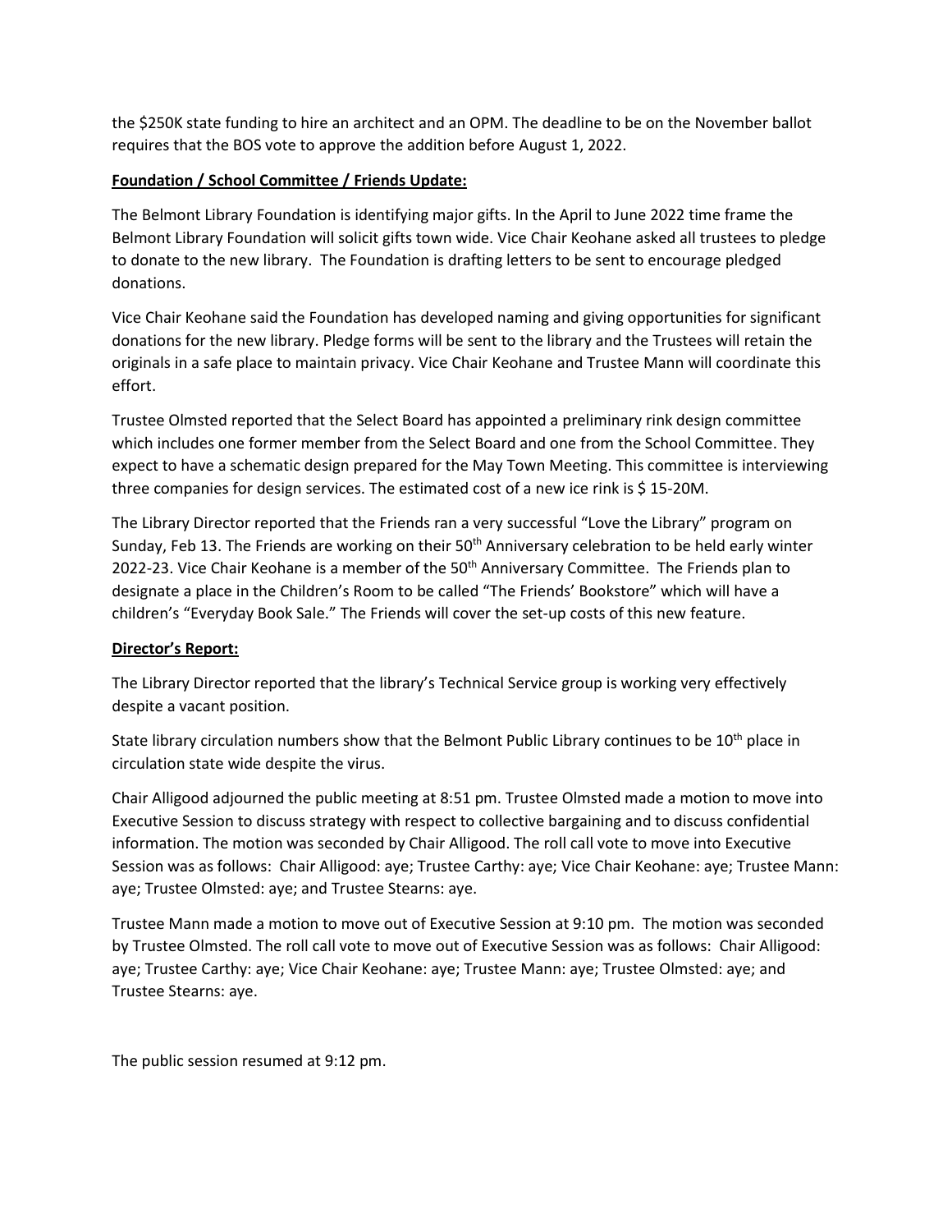the $250K state funding to hire an architect and an OPM. The deadline to be on the November ballot requires that the BOS vote to approve the addition before August 1, 2022.

**Foundation / School Committee / Friends Update:**

The Belmont Library Foundation is identifying major gifts. In the April to June 2022 time frame the Belmont Library Foundation will solicit gifts town wide. Vice Chair Keohane asked all trustees to pledge to donate to the new library. The Foundation is drafting letters to be sent to encourage pledged donations.

Vice Chair Keohane said the Foundation has developed naming and giving opportunities for significant donations for the new library. Pledge forms will be sent to the library and the Trustees will retain the originals in a safe place to maintain privacy. Vice Chair Keohane and Trustee Mann will coordinate this effort.

Trustee Olmsted reported that the Select Board has appointed a preliminary rink design committee which includes one former member from the Select Board and one from the School Committee. They expect to have a schematic design prepared for the May Town Meeting. This committee is interviewing three companies for design services. The estimated cost of a new ice rink is $ 15-20M.

The Library Director reported that the Friends ran a very successful "Love the Library" program on Sunday, Feb 13. The Friends are working on their 50th Anniversary celebration to be held early winter 2022-23. Vice Chair Keohane is a member of the 50th Anniversary Committee. The Friends plan to designate a place in the Children's Room to be called "The Friends' Bookstore" which will have a children's "Everyday Book Sale." The Friends will cover the set-up costs of this new feature.

**Director's Report:**

The Library Director reported that the library's Technical Service group is working very effectively despite a vacant position.

State library circulation numbers show that the Belmont Public Library continues to be 10th place in circulation state wide despite the virus.

Chair Alligood adjourned the public meeting at 8:51 pm. Trustee Olmsted made a motion to move into Executive Session to discuss strategy with respect to collective bargaining and to discuss confidential information. The motion was seconded by Chair Alligood. The roll call vote to move into Executive Session was as follows: Chair Alligood: aye; Trustee Carthy: aye; Vice Chair Keohane: aye; Trustee Mann: aye; Trustee Olmsted: aye; and Trustee Stearns: aye.

Trustee Mann made a motion to move out of Executive Session at 9:10 pm. The motion was seconded by Trustee Olmsted. The roll call vote to move out of Executive Session was as follows: Chair Alligood: aye; Trustee Carthy: aye; Vice Chair Keohane: aye; Trustee Mann: aye; Trustee Olmsted: aye; and Trustee Stearns: aye.

The public session resumed at 9:12 pm.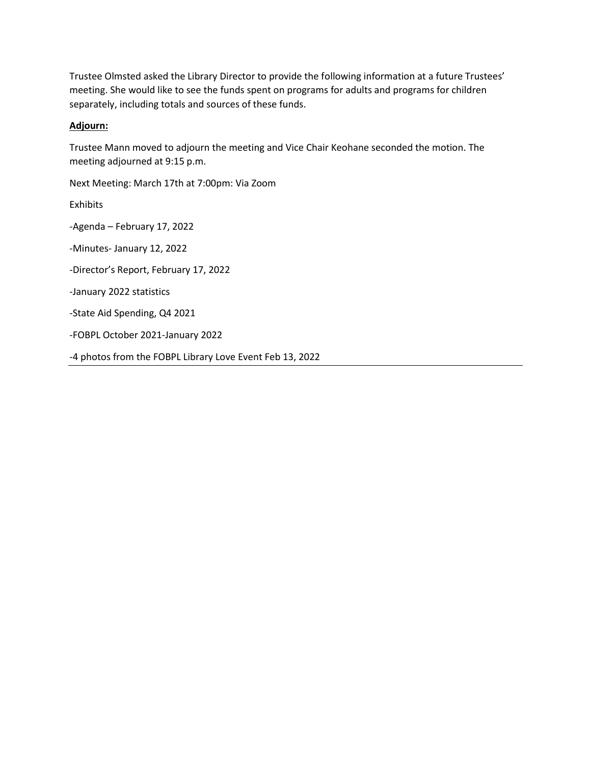Trustee Olmsted asked the Library Director to provide the following information at a future Trustees' meeting. She would like to see the funds spent on programs for adults and programs for children separately, including totals and sources of these funds.

**Adjourn:**

Trustee Mann moved to adjourn the meeting and Vice Chair Keohane seconded the motion. The meeting adjourned at 9:15 p.m.

Next Meeting: March 17th at 7:00pm: Via Zoom

Exhibits

-Agenda – February 17, 2022

-Minutes- January 12, 2022

-Director's Report, February 17, 2022

-January 2022 statistics

-State Aid Spending, Q4 2021

-FOBPL October 2021-January 2022

-4 photos from the FOBPL Library Love Event Feb 13, 2022